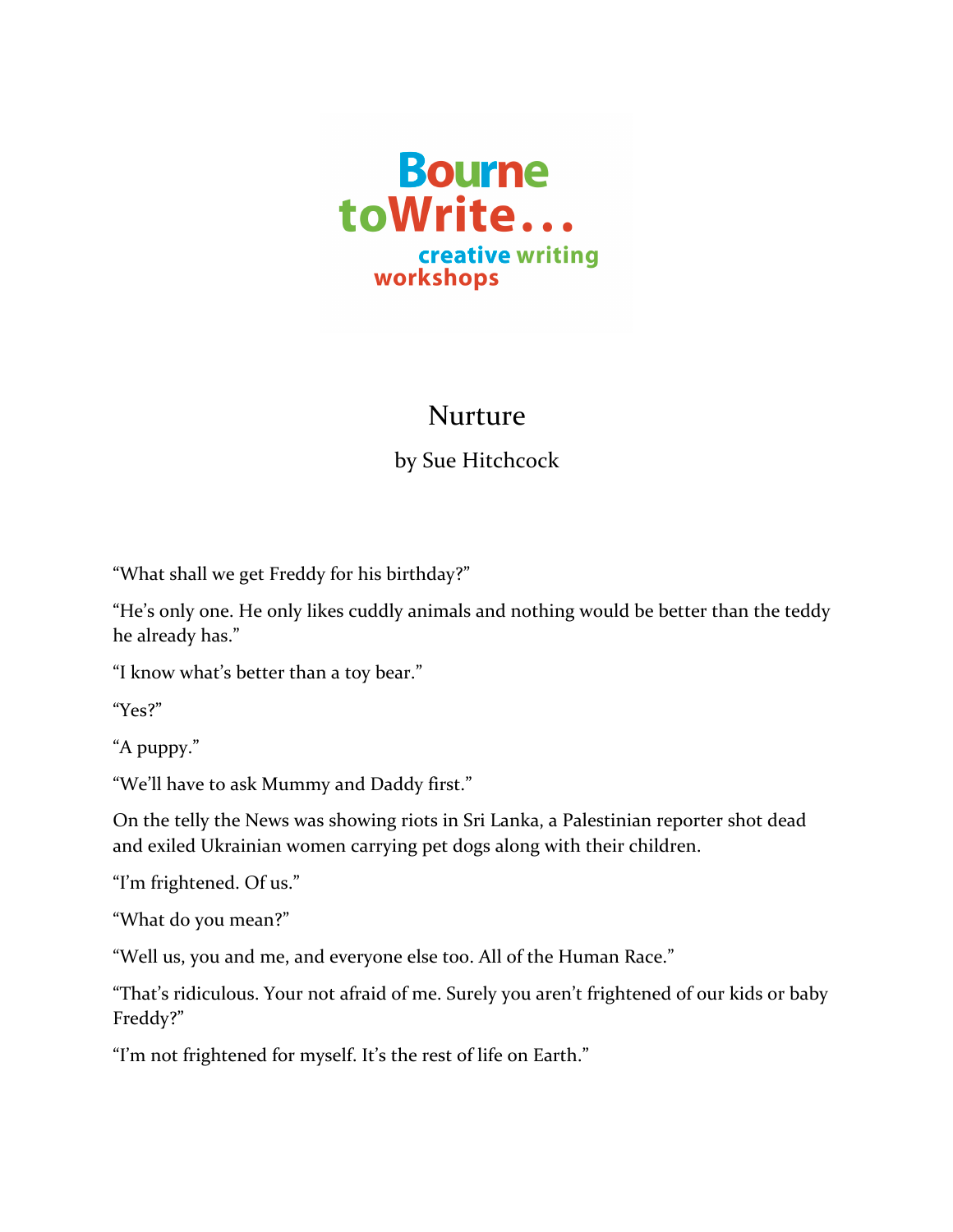Bourne toWrite...
creative writing workshops

# Nurture

by Sue Hitchcock

"What shall we get Freddy for his birthday?"

"He's only one. He only likes cuddly animals and nothing would be better than the teddy he already has."

"I know what's better than a toy bear."

"Yes?"

"A puppy."

"We'll have to ask Mummy and Daddy first."

On the telly the News was showing riots in Sri Lanka, a Palestinian reporter shot dead and exiled Ukrainian women carrying pet dogs along with their children.

"I'm frightened. Of us."

"What do you mean?"

"Well us, you and me, and everyone else too. All of the Human Race."

"That's ridiculous. Your not afraid of me. Surely you aren't frightened of our kids or baby Freddy?"

"I'm not frightened for myself. It's the rest of life on Earth."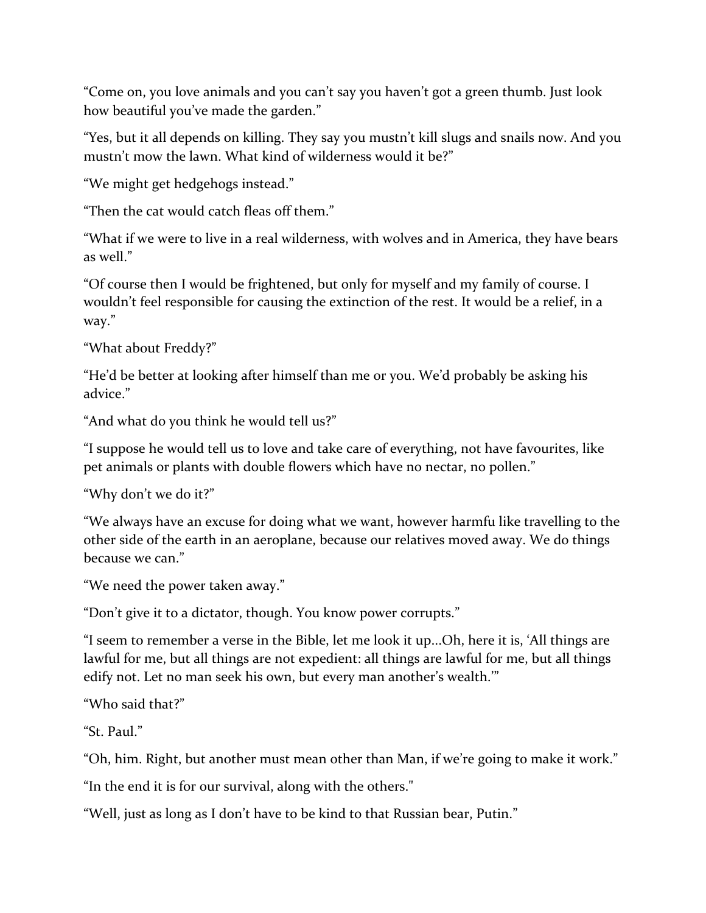“Come on, you love animals and you can’t say you haven’t got a green thumb. Just look how beautiful you’ve made the garden.”

“Yes, but it all depends on killing. They say you mustn’t kill slugs and snails now. And you mustn’t mow the lawn. What kind of wilderness would it be?”

“We might get hedgehogs instead.”

“Then the cat would catch fleas off them.”

“What if we were to live in a real wilderness, with wolves and in America, they have bears as well.”

“Of course then I would be frightened, but only for myself and my family of course. I wouldn’t feel responsible for causing the extinction of the rest. It would be a relief, in a way.”

“What about Freddy?”

“He’d be better at looking after himself than me or you. We’d probably be asking his advice.”

“And what do you think he would tell us?”

“I suppose he would tell us to love and take care of everything, not have favourites, like pet animals or plants with double flowers which have no nectar, no pollen.”

“Why don’t we do it?”

“We always have an excuse for doing what we want, however harmfu like travelling to the other side of the earth in an aeroplane, because our relatives moved away. We do things because we can.”

“We need the power taken away.”

“Don’t give it to a dictator, though. You know power corrupts.”

“I seem to remember a verse in the Bible, let me look it up…Oh, here it is, ‘All things are lawful for me, but all things are not expedient: all things are lawful for me, but all things edify not. Let no man seek his own, but every man another’s wealth.’”

“Who said that?”

“St. Paul.”

“Oh, him. Right, but another must mean other than Man, if we’re going to make it work.”

“In the end it is for our survival, along with the others."

“Well, just as long as I don’t have to be kind to that Russian bear, Putin.”